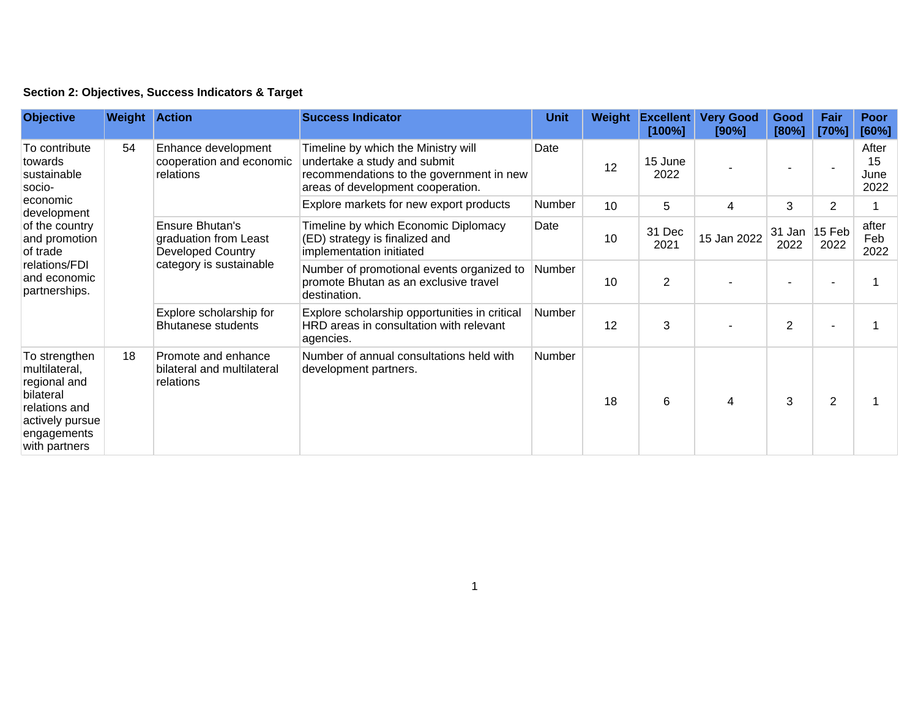**Section 2: Objectives, Success Indicators & Target**

| Objective | Weight | Action | Success Indicator | Unit | Weight | Excellent [100%] | Very Good [90%] | Good [80%] | Fair [70%] | Poor [60%] |
|---|---|---|---|---|---|---|---|---|---|---|
| To contribute towards sustainable socio-economic development of the country and promotion of trade relations/FDI and economic partnerships. | 54 | Enhance development cooperation and economic relations | Timeline by which the Ministry will undertake a study and submit recommendations to the government in new areas of development cooperation. | Date | 12 | 15 June 2022 | - | - | - | After 15 June 2022 |
| | | | Explore markets for new export products | Number | 10 | 5 | 4 | 3 | 2 | 1 |
| | | Ensure Bhutan's graduation from Least Developed Country category is sustainable | Timeline by which Economic Diplomacy (ED) strategy is finalized and implementation initiated | Date | 10 | 31 Dec 2021 | 15 Jan 2022 | 31 Jan 2022 | 15 Feb 2022 | after Feb 2022 |
| | | | Number of promotional events organized to promote Bhutan as an exclusive travel destination. | Number | 10 | 2 | - | - | - | 1 |
| | | Explore scholarship for Bhutanese students | Explore scholarship opportunities in critical HRD areas in consultation with relevant agencies. | Number | 12 | 3 | - | 2 | - | 1 |
| To strengthen multilateral, regional and bilateral relations and actively pursue engagements with partners | 18 | Promote and enhance bilateral and multilateral relations | Number of annual consultations held with development partners. | Number | 18 | 6 | 4 | 3 | 2 | 1 |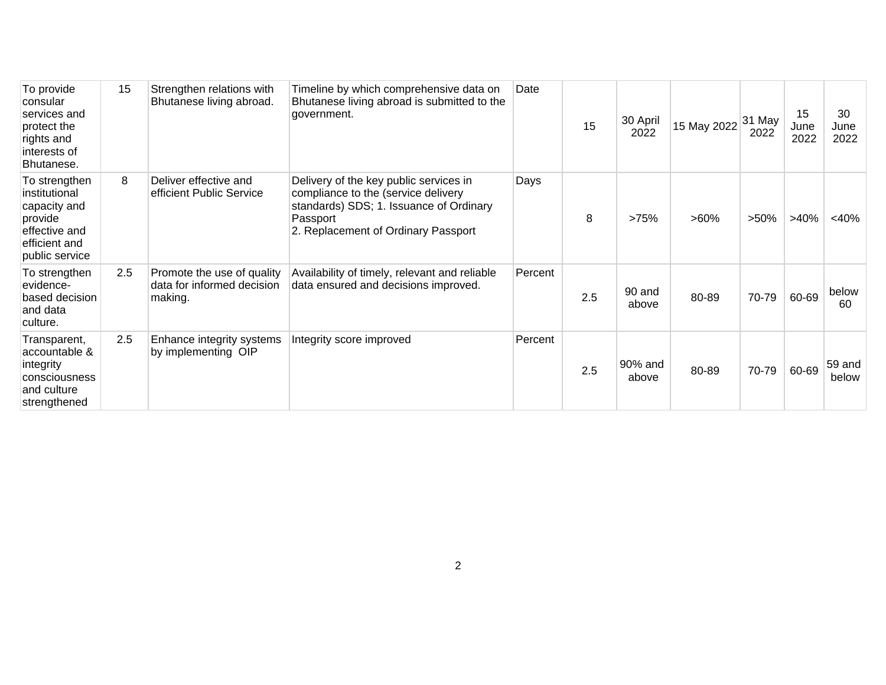| | | | | | | | | | | |
|---|---|---|---|---|---|---|---|---|---|---|
| To provide consular services and protect the rights and interests of Bhutanese. | 15 | Strengthen relations with Bhutanese living abroad. | Timeline by which comprehensive data on Bhutanese living abroad is submitted to the government. | Date | 15 | 30 April 2022 | 15 May 2022 | 31 May 2022 | 15 June 2022 | 30 June 2022 |
| To strengthen institutional capacity and provide effective and efficient and public service | 8 | Deliver effective and efficient Public Service | Delivery of the key public services in compliance to the (service delivery standards) SDS; 1. Issuance of Ordinary Passport<br>2. Replacement of Ordinary Passport | Days | 8 | >75% | >60% | >50% | >40% | <40% |
| To strengthen evidence-based decision and data culture. | 2.5 | Promote the use of quality data for informed decision making. | Availability of timely, relevant and reliable data ensured and decisions improved. | Percent | 2.5 | 90 and above | 80-89 | 70-79 | 60-69 | below 60 |
| Transparent, accountable & integrity consciousness and culture strengthened | 2.5 | Enhance integrity systems by implementing OIP | Integrity score improved | Percent | 2.5 | 90% and above | 80-89 | 70-79 | 60-69 | 59 and below |